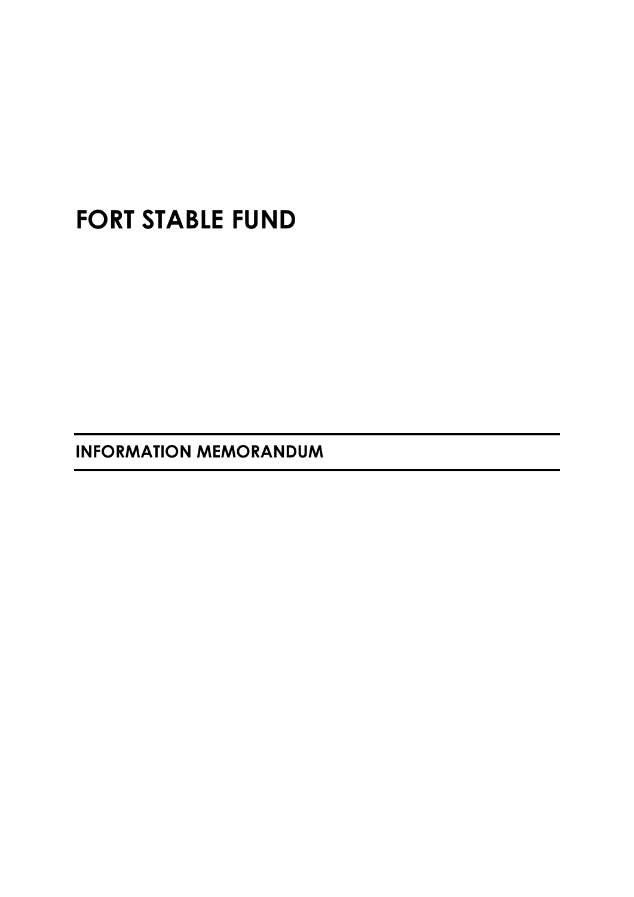# FORT STABLE FUND

## INFORMATION MEMORANDUM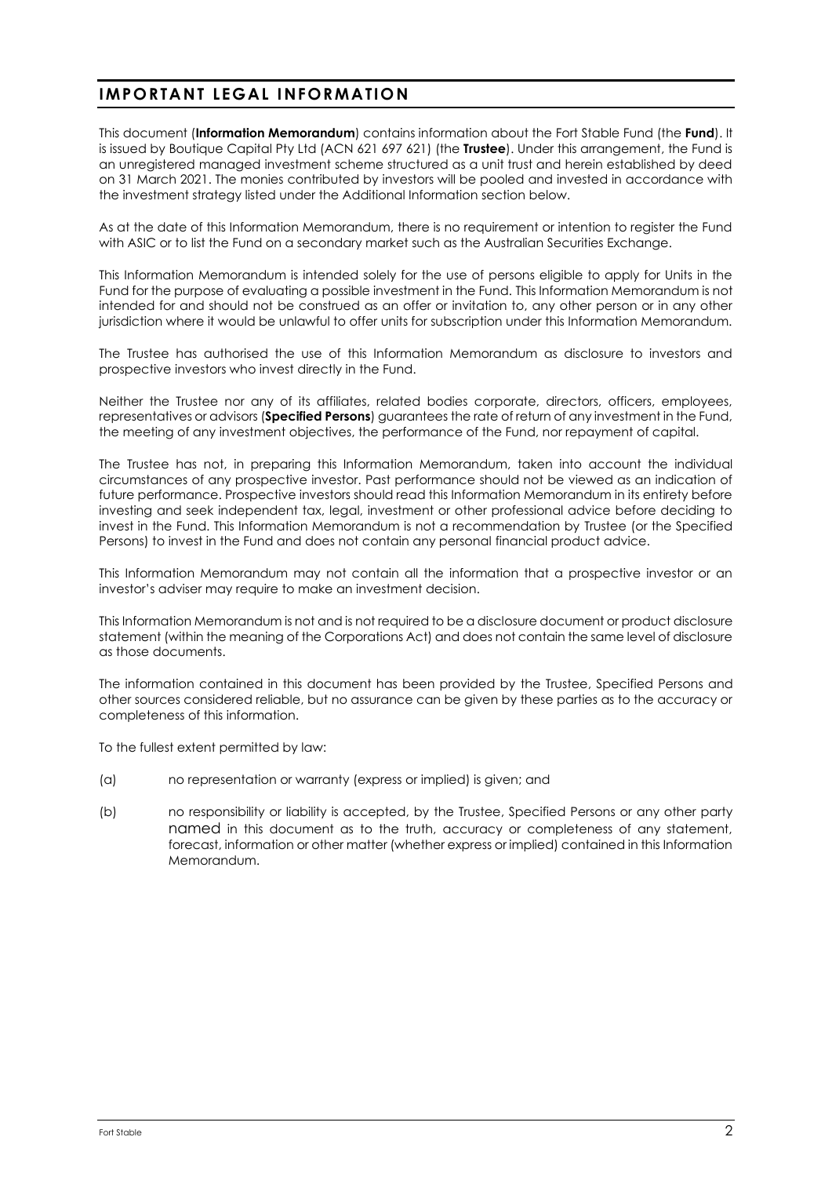# IMPORTANT LEGAL INFORMATION

This document (**Information Memorandum**) contains information about the Fort Stable Fund (the **Fund**). It is issued by Boutique Capital Pty Ltd (ACN 621 697 621) (the **Trustee**). Under this arrangement, the Fund is an unregistered managed investment scheme structured as a unit trust and herein established by deed on 31 March 2021. The monies contributed by investors will be pooled and invested in accordance with the investment strategy listed under the Additional Information section below.

As at the date of this Information Memorandum, there is no requirement or intention to register the Fund with ASIC or to list the Fund on a secondary market such as the Australian Securities Exchange.

This Information Memorandum is intended solely for the use of persons eligible to apply for Units in the Fund for the purpose of evaluating a possible investment in the Fund. This Information Memorandum is not intended for and should not be construed as an offer or invitation to, any other person or in any other jurisdiction where it would be unlawful to offer units for subscription under this Information Memorandum.

The Trustee has authorised the use of this Information Memorandum as disclosure to investors and prospective investors who invest directly in the Fund.

Neither the Trustee nor any of its affiliates, related bodies corporate, directors, officers, employees, representatives or advisors (**Specified Persons**) guarantees the rate of return of any investment in the Fund, the meeting of any investment objectives, the performance of the Fund, nor repayment of capital.

The Trustee has not, in preparing this Information Memorandum, taken into account the individual circumstances of any prospective investor. Past performance should not be viewed as an indication of future performance. Prospective investors should read this Information Memorandum in its entirety before investing and seek independent tax, legal, investment or other professional advice before deciding to invest in the Fund. This Information Memorandum is not a recommendation by Trustee (or the Specified Persons) to invest in the Fund and does not contain any personal financial product advice.

This Information Memorandum may not contain all the information that a prospective investor or an investor's adviser may require to make an investment decision.

This Information Memorandum is not and is not required to be a disclosure document or product disclosure statement (within the meaning of the Corporations Act) and does not contain the same level of disclosure as those documents.

The information contained in this document has been provided by the Trustee, Specified Persons and other sources considered reliable, but no assurance can be given by these parties as to the accuracy or completeness of this information.

To the fullest extent permitted by law:

(a) no representation or warranty (express or implied) is given; and

(b) no responsibility or liability is accepted, by the Trustee, Specified Persons or any other party named in this document as to the truth, accuracy or completeness of any statement, forecast, information or other matter (whether express or implied) contained in this Information Memorandum.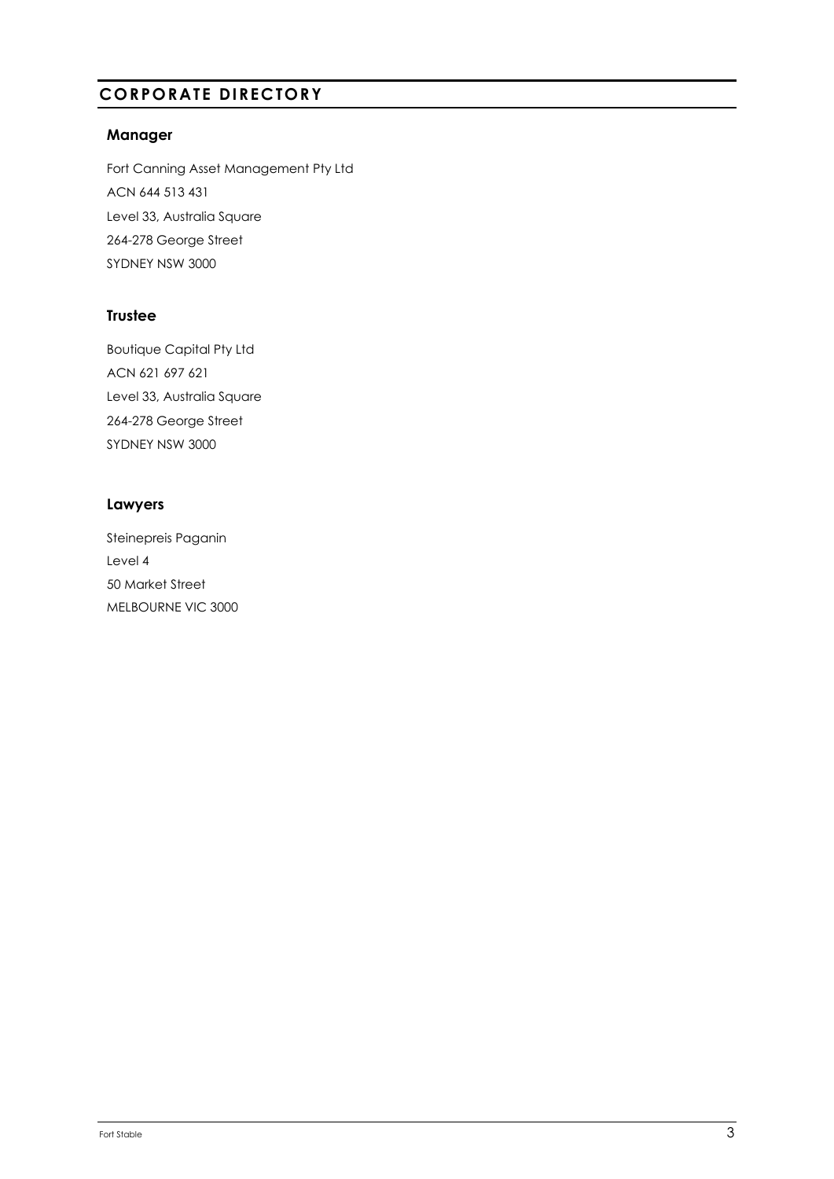# CORPORATE DIRECTORY

## Manager

Fort Canning Asset Management Pty Ltd
ACN 644 513 431
Level 33, Australia Square
264-278 George Street
SYDNEY NSW 3000

## Trustee

Boutique Capital Pty Ltd
ACN 621 697 621
Level 33, Australia Square
264-278 George Street
SYDNEY NSW 3000

## Lawyers

Steinepreis Paganin
Level 4
50 Market Street
MELBOURNE VIC 3000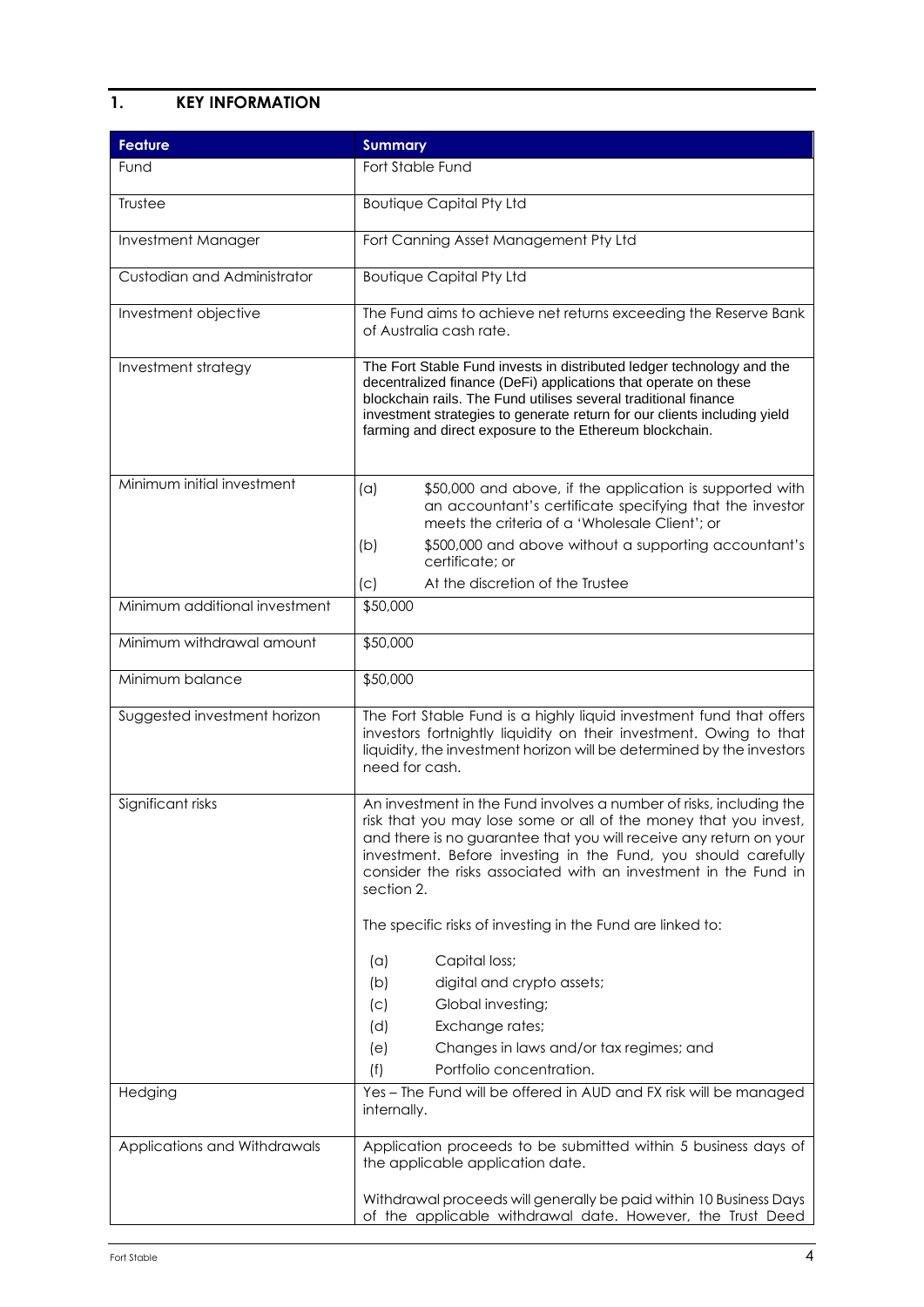## 1. KEY INFORMATION

| Feature | Summary |
| --- | --- |
| Fund | Fort Stable Fund |
| Trustee | Boutique Capital Pty Ltd |
| Investment Manager | Fort Canning Asset Management Pty Ltd |
| Custodian and Administrator | Boutique Capital Pty Ltd |
| Investment objective | The Fund aims to achieve net returns exceeding the Reserve Bank of Australia cash rate. |
| Investment strategy | The Fort Stable Fund invests in distributed ledger technology and the decentralized finance (DeFi) applications that operate on these blockchain rails. The Fund utilises several traditional finance investment strategies to generate return for our clients including yield farming and direct exposure to the Ethereum blockchain. |
| Minimum initial investment | (a) $50,000 and above, if the application is supported with an accountant's certificate specifying that the investor meets the criteria of a 'Wholesale Client'; or<br>(b) $500,000 and above without a supporting accountant's certificate; or<br>(c) At the discretion of the Trustee |
| Minimum additional investment | $50,000 |
| Minimum withdrawal amount | $50,000 |
| Minimum balance | $50,000 |
| Suggested investment horizon | The Fort Stable Fund is a highly liquid investment fund that offers investors fortnightly liquidity on their investment. Owing to that liquidity, the investment horizon will be determined by the investors need for cash. |
| Significant risks | An investment in the Fund involves a number of risks, including the risk that you may lose some or all of the money that you invest, and there is no guarantee that you will receive any return on your investment. Before investing in the Fund, you should carefully consider the risks associated with an investment in the Fund in section 2.<br><br>The specific risks of investing in the Fund are linked to:<br><br>(a) Capital loss;<br>(b) digital and crypto assets;<br>(c) Global investing;<br>(d) Exchange rates;<br>(e) Changes in laws and/or tax regimes; and<br>(f) Portfolio concentration. |
| Hedging | Yes – The Fund will be offered in AUD and FX risk will be managed internally. |
| Applications and Withdrawals | Application proceeds to be submitted within 5 business days of the applicable application date.<br><br>Withdrawal proceeds will generally be paid within 10 Business Days of the applicable withdrawal date. However, the Trust Deed |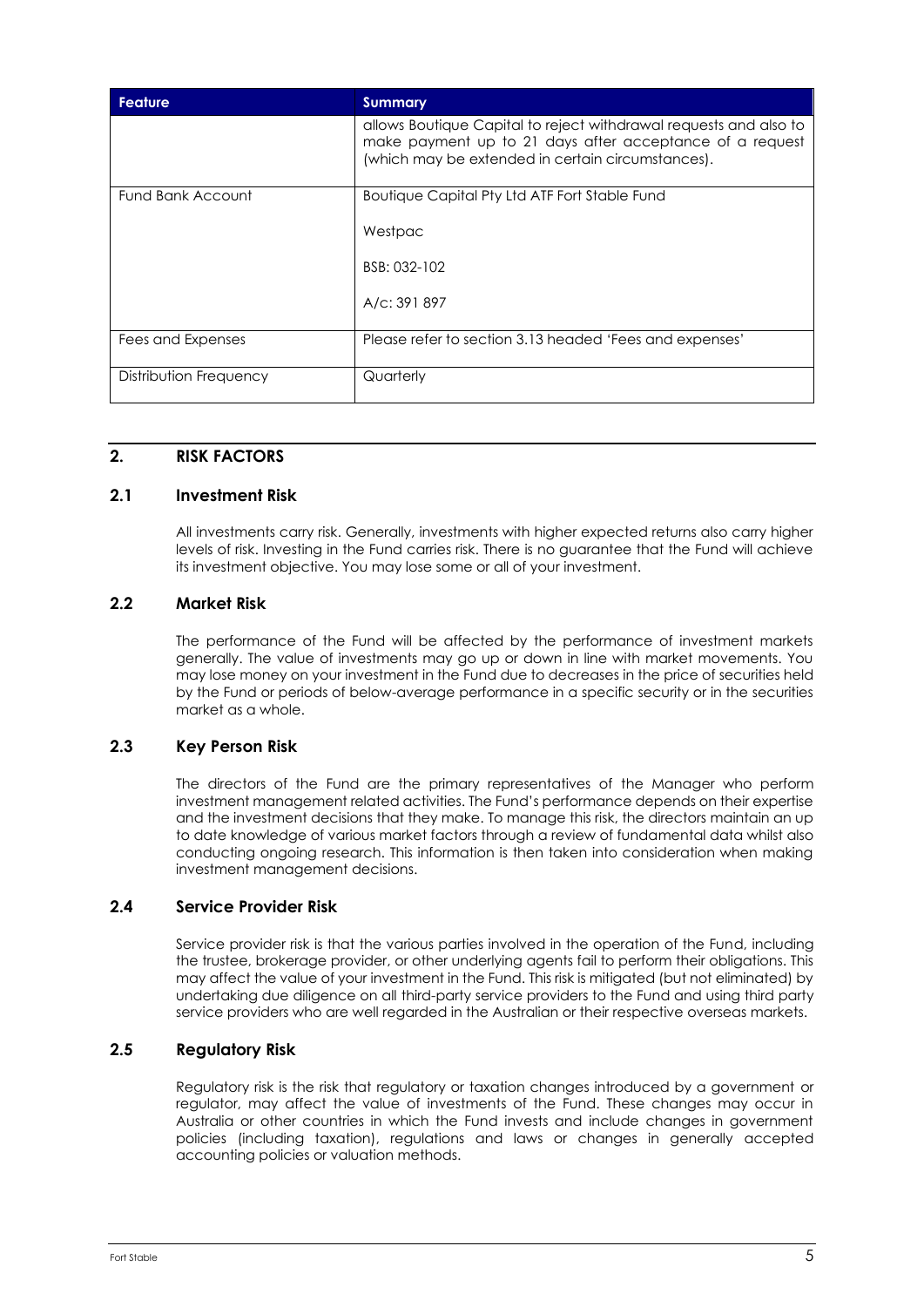| Feature | Summary |
| --- | --- |
| | allows Boutique Capital to reject withdrawal requests and also to make payment up to 21 days after acceptance of a request (which may be extended in certain circumstances). |
| Fund Bank Account | Boutique Capital Pty Ltd ATF Fort Stable Fund<br><br>Westpac<br><br>BSB: 032-102<br><br>A/c: 391 897 |
| Fees and Expenses | Please refer to section 3.13 headed 'Fees and expenses' |
| Distribution Frequency | Quarterly |

## 2. RISK FACTORS

### 2.1 Investment Risk

All investments carry risk. Generally, investments with higher expected returns also carry higher levels of risk. Investing in the Fund carries risk. There is no guarantee that the Fund will achieve its investment objective. You may lose some or all of your investment.

### 2.2 Market Risk

The performance of the Fund will be affected by the performance of investment markets generally. The value of investments may go up or down in line with market movements. You may lose money on your investment in the Fund due to decreases in the price of securities held by the Fund or periods of below-average performance in a specific security or in the securities market as a whole.

### 2.3 Key Person Risk

The directors of the Fund are the primary representatives of the Manager who perform investment management related activities. The Fund's performance depends on their expertise and the investment decisions that they make. To manage this risk, the directors maintain an up to date knowledge of various market factors through a review of fundamental data whilst also conducting ongoing research. This information is then taken into consideration when making investment management decisions.

### 2.4 Service Provider Risk

Service provider risk is that the various parties involved in the operation of the Fund, including the trustee, brokerage provider, or other underlying agents fail to perform their obligations. This may affect the value of your investment in the Fund. This risk is mitigated (but not eliminated) by undertaking due diligence on all third-party service providers to the Fund and using third party service providers who are well regarded in the Australian or their respective overseas markets.

### 2.5 Regulatory Risk

Regulatory risk is the risk that regulatory or taxation changes introduced by a government or regulator, may affect the value of investments of the Fund. These changes may occur in Australia or other countries in which the Fund invests and include changes in government policies (including taxation), regulations and laws or changes in generally accepted accounting policies or valuation methods.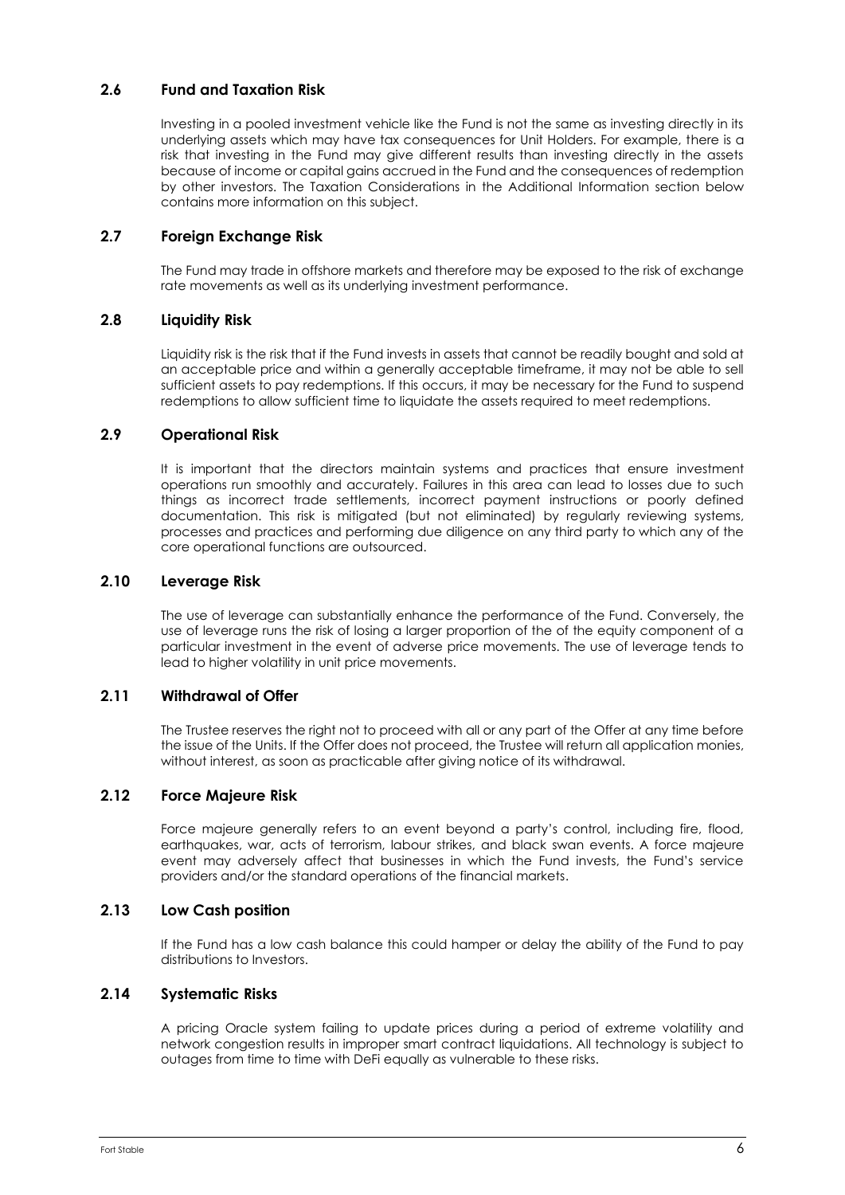## 2.6 Fund and Taxation Risk

Investing in a pooled investment vehicle like the Fund is not the same as investing directly in its underlying assets which may have tax consequences for Unit Holders. For example, there is a risk that investing in the Fund may give different results than investing directly in the assets because of income or capital gains accrued in the Fund and the consequences of redemption by other investors. The Taxation Considerations in the Additional Information section below contains more information on this subject.

## 2.7 Foreign Exchange Risk

The Fund may trade in offshore markets and therefore may be exposed to the risk of exchange rate movements as well as its underlying investment performance.

## 2.8 Liquidity Risk

Liquidity risk is the risk that if the Fund invests in assets that cannot be readily bought and sold at an acceptable price and within a generally acceptable timeframe, it may not be able to sell sufficient assets to pay redemptions. If this occurs, it may be necessary for the Fund to suspend redemptions to allow sufficient time to liquidate the assets required to meet redemptions.

## 2.9 Operational Risk

It is important that the directors maintain systems and practices that ensure investment operations run smoothly and accurately. Failures in this area can lead to losses due to such things as incorrect trade settlements, incorrect payment instructions or poorly defined documentation. This risk is mitigated (but not eliminated) by regularly reviewing systems, processes and practices and performing due diligence on any third party to which any of the core operational functions are outsourced.

## 2.10 Leverage Risk

The use of leverage can substantially enhance the performance of the Fund. Conversely, the use of leverage runs the risk of losing a larger proportion of the of the equity component of a particular investment in the event of adverse price movements. The use of leverage tends to lead to higher volatility in unit price movements.

## 2.11 Withdrawal of Offer

The Trustee reserves the right not to proceed with all or any part of the Offer at any time before the issue of the Units. If the Offer does not proceed, the Trustee will return all application monies, without interest, as soon as practicable after giving notice of its withdrawal.

## 2.12 Force Majeure Risk

Force majeure generally refers to an event beyond a party's control, including fire, flood, earthquakes, war, acts of terrorism, labour strikes, and black swan events. A force majeure event may adversely affect that businesses in which the Fund invests, the Fund's service providers and/or the standard operations of the financial markets.

## 2.13 Low Cash position

If the Fund has a low cash balance this could hamper or delay the ability of the Fund to pay distributions to Investors.

## 2.14 Systematic Risks

A pricing Oracle system failing to update prices during a period of extreme volatility and network congestion results in improper smart contract liquidations. All technology is subject to outages from time to time with DeFi equally as vulnerable to these risks.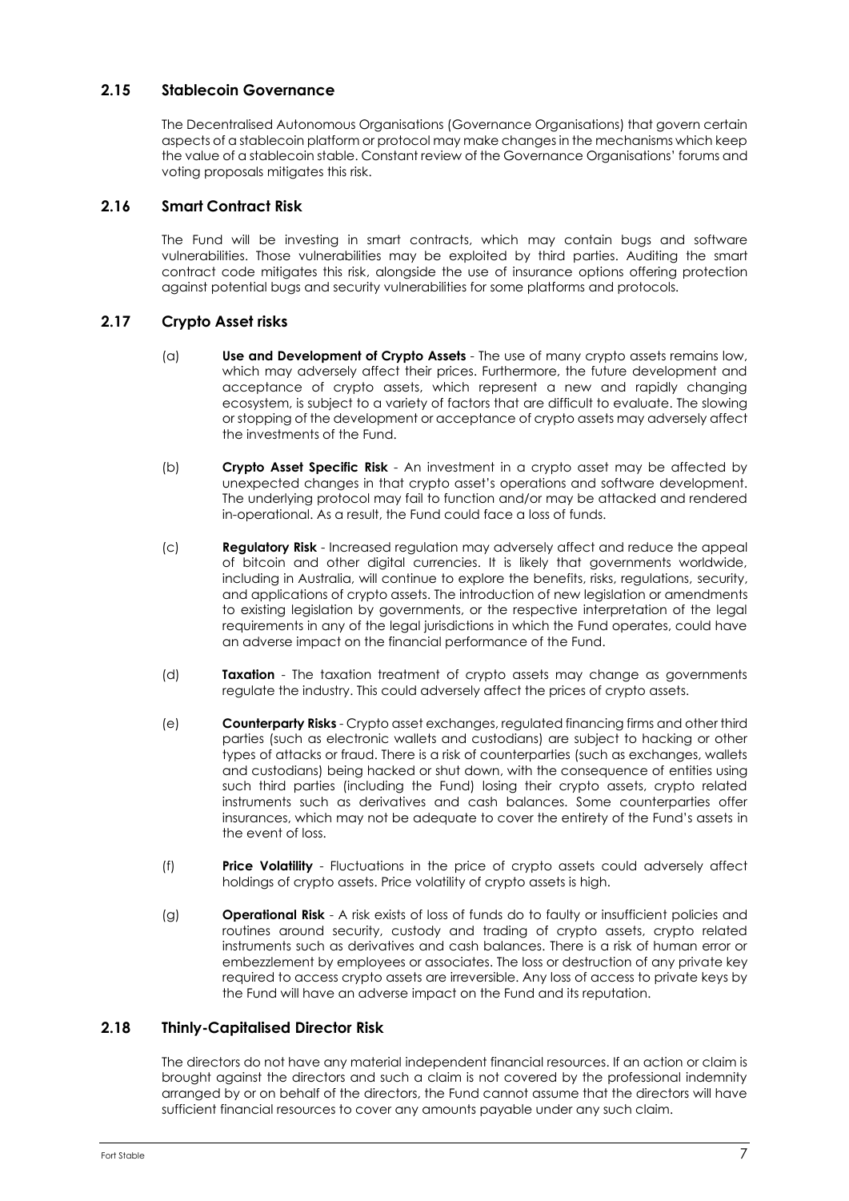## 2.15 Stablecoin Governance

The Decentralised Autonomous Organisations (Governance Organisations) that govern certain aspects of a stablecoin platform or protocol may make changes in the mechanisms which keep the value of a stablecoin stable. Constant review of the Governance Organisations' forums and voting proposals mitigates this risk.

## 2.16 Smart Contract Risk

The Fund will be investing in smart contracts, which may contain bugs and software vulnerabilities. Those vulnerabilities may be exploited by third parties. Auditing the smart contract code mitigates this risk, alongside the use of insurance options offering protection against potential bugs and security vulnerabilities for some platforms and protocols.

## 2.17 Crypto Asset risks

(a) **Use and Development of Crypto Assets** - The use of many crypto assets remains low, which may adversely affect their prices. Furthermore, the future development and acceptance of crypto assets, which represent a new and rapidly changing ecosystem, is subject to a variety of factors that are difficult to evaluate. The slowing or stopping of the development or acceptance of crypto assets may adversely affect the investments of the Fund.

(b) **Crypto Asset Specific Risk** - An investment in a crypto asset may be affected by unexpected changes in that crypto asset's operations and software development. The underlying protocol may fail to function and/or may be attacked and rendered in-operational. As a result, the Fund could face a loss of funds.

(c) **Regulatory Risk** - Increased regulation may adversely affect and reduce the appeal of bitcoin and other digital currencies. It is likely that governments worldwide, including in Australia, will continue to explore the benefits, risks, regulations, security, and applications of crypto assets. The introduction of new legislation or amendments to existing legislation by governments, or the respective interpretation of the legal requirements in any of the legal jurisdictions in which the Fund operates, could have an adverse impact on the financial performance of the Fund.

(d) **Taxation** - The taxation treatment of crypto assets may change as governments regulate the industry. This could adversely affect the prices of crypto assets.

(e) **Counterparty Risks** - Crypto asset exchanges, regulated financing firms and other third parties (such as electronic wallets and custodians) are subject to hacking or other types of attacks or fraud. There is a risk of counterparties (such as exchanges, wallets and custodians) being hacked or shut down, with the consequence of entities using such third parties (including the Fund) losing their crypto assets, crypto related instruments such as derivatives and cash balances. Some counterparties offer insurances, which may not be adequate to cover the entirety of the Fund's assets in the event of loss.

(f) **Price Volatility** - Fluctuations in the price of crypto assets could adversely affect holdings of crypto assets. Price volatility of crypto assets is high.

(g) **Operational Risk** - A risk exists of loss of funds do to faulty or insufficient policies and routines around security, custody and trading of crypto assets, crypto related instruments such as derivatives and cash balances. There is a risk of human error or embezzlement by employees or associates. The loss or destruction of any private key required to access crypto assets are irreversible. Any loss of access to private keys by the Fund will have an adverse impact on the Fund and its reputation.

## 2.18 Thinly-Capitalised Director Risk

The directors do not have any material independent financial resources. If an action or claim is brought against the directors and such a claim is not covered by the professional indemnity arranged by or on behalf of the directors, the Fund cannot assume that the directors will have sufficient financial resources to cover any amounts payable under any such claim.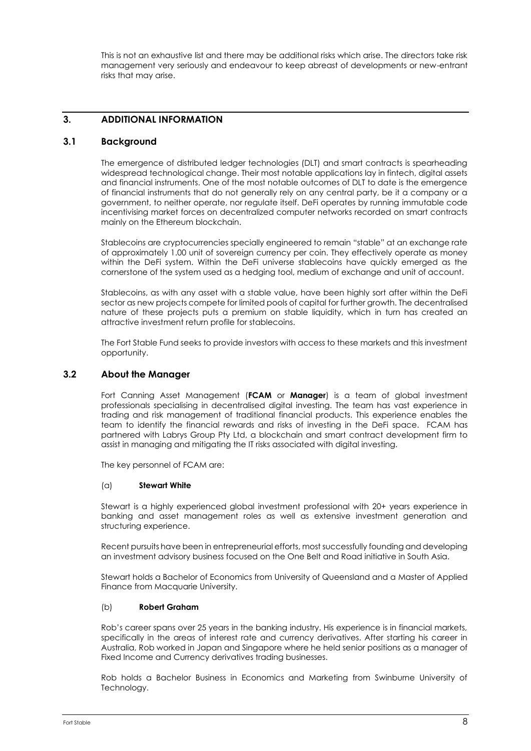This is not an exhaustive list and there may be additional risks which arise. The directors take risk management very seriously and endeavour to keep abreast of developments or new-entrant risks that may arise.

## 3. ADDITIONAL INFORMATION

### 3.1 Background

The emergence of distributed ledger technologies (DLT) and smart contracts is spearheading widespread technological change. Their most notable applications lay in fintech, digital assets and financial instruments. One of the most notable outcomes of DLT to date is the emergence of financial instruments that do not generally rely on any central party, be it a company or a government, to neither operate, nor regulate itself. DeFi operates by running immutable code incentivising market forces on decentralized computer networks recorded on smart contracts mainly on the Ethereum blockchain.

Stablecoins are cryptocurrencies specially engineered to remain "stable" at an exchange rate of approximately 1.00 unit of sovereign currency per coin. They effectively operate as money within the DeFi system. Within the DeFi universe stablecoins have quickly emerged as the cornerstone of the system used as a hedging tool, medium of exchange and unit of account.

Stablecoins, as with any asset with a stable value, have been highly sort after within the DeFi sector as new projects compete for limited pools of capital for further growth. The decentralised nature of these projects puts a premium on stable liquidity, which in turn has created an attractive investment return profile for stablecoins.

The Fort Stable Fund seeks to provide investors with access to these markets and this investment opportunity.

### 3.2 About the Manager

Fort Canning Asset Management (**FCAM** or **Manager**) is a team of global investment professionals specialising in decentralised digital investing. The team has vast experience in trading and risk management of traditional financial products. This experience enables the team to identify the financial rewards and risks of investing in the DeFi space. FCAM has partnered with Labrys Group Pty Ltd, a blockchain and smart contract development firm to assist in managing and mitigating the IT risks associated with digital investing.

The key personnel of FCAM are:

(a) **Stewart White**

Stewart is a highly experienced global investment professional with 20+ years experience in banking and asset management roles as well as extensive investment generation and structuring experience.

Recent pursuits have been in entrepreneurial efforts, most successfully founding and developing an investment advisory business focused on the One Belt and Road initiative in South Asia.

Stewart holds a Bachelor of Economics from University of Queensland and a Master of Applied Finance from Macquarie University.

(b) **Robert Graham**

Rob's career spans over 25 years in the banking industry. His experience is in financial markets, specifically in the areas of interest rate and currency derivatives. After starting his career in Australia, Rob worked in Japan and Singapore where he held senior positions as a manager of Fixed Income and Currency derivatives trading businesses.

Rob holds a Bachelor Business in Economics and Marketing from Swinburne University of Technology.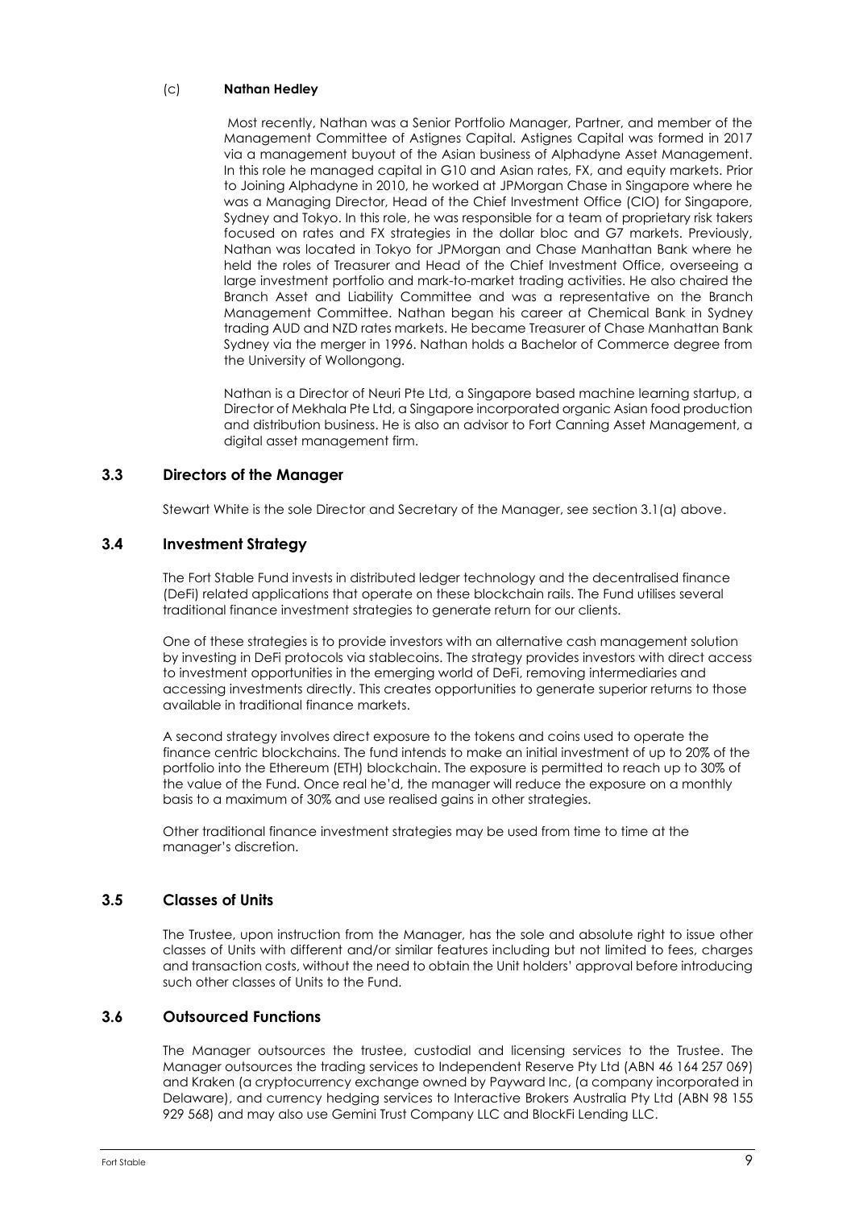(c) **Nathan Hedley**

Most recently, Nathan was a Senior Portfolio Manager, Partner, and member of the Management Committee of Astignes Capital. Astignes Capital was formed in 2017 via a management buyout of the Asian business of Alphadyne Asset Management. In this role he managed capital in G10 and Asian rates, FX, and equity markets. Prior to Joining Alphadyne in 2010, he worked at JPMorgan Chase in Singapore where he was a Managing Director, Head of the Chief Investment Office (CIO) for Singapore, Sydney and Tokyo. In this role, he was responsible for a team of proprietary risk takers focused on rates and FX strategies in the dollar bloc and G7 markets. Previously, Nathan was located in Tokyo for JPMorgan and Chase Manhattan Bank where he held the roles of Treasurer and Head of the Chief Investment Office, overseeing a large investment portfolio and mark-to-market trading activities. He also chaired the Branch Asset and Liability Committee and was a representative on the Branch Management Committee. Nathan began his career at Chemical Bank in Sydney trading AUD and NZD rates markets. He became Treasurer of Chase Manhattan Bank Sydney via the merger in 1996. Nathan holds a Bachelor of Commerce degree from the University of Wollongong.

Nathan is a Director of Neuri Pte Ltd, a Singapore based machine learning startup, a Director of Mekhala Pte Ltd, a Singapore incorporated organic Asian food production and distribution business. He is also an advisor to Fort Canning Asset Management, a digital asset management firm.

## 3.3 Directors of the Manager

Stewart White is the sole Director and Secretary of the Manager, see section 3.1(a) above.

## 3.4 Investment Strategy

The Fort Stable Fund invests in distributed ledger technology and the decentralised finance (DeFi) related applications that operate on these blockchain rails. The Fund utilises several traditional finance investment strategies to generate return for our clients.

One of these strategies is to provide investors with an alternative cash management solution by investing in DeFi protocols via stablecoins. The strategy provides investors with direct access to investment opportunities in the emerging world of DeFi, removing intermediaries and accessing investments directly. This creates opportunities to generate superior returns to those available in traditional finance markets.

A second strategy involves direct exposure to the tokens and coins used to operate the finance centric blockchains. The fund intends to make an initial investment of up to 20% of the portfolio into the Ethereum (ETH) blockchain. The exposure is permitted to reach up to 30% of the value of the Fund. Once real he'd, the manager will reduce the exposure on a monthly basis to a maximum of 30% and use realised gains in other strategies.

Other traditional finance investment strategies may be used from time to time at the manager's discretion.

## 3.5 Classes of Units

The Trustee, upon instruction from the Manager, has the sole and absolute right to issue other classes of Units with different and/or similar features including but not limited to fees, charges and transaction costs, without the need to obtain the Unit holders' approval before introducing such other classes of Units to the Fund.

## 3.6 Outsourced Functions

The Manager outsources the trustee, custodial and licensing services to the Trustee. The Manager outsources the trading services to Independent Reserve Pty Ltd (ABN 46 164 257 069) and Kraken (a cryptocurrency exchange owned by Payward Inc, (a company incorporated in Delaware), and currency hedging services to Interactive Brokers Australia Pty Ltd (ABN 98 155 929 568) and may also use Gemini Trust Company LLC and BlockFi Lending LLC.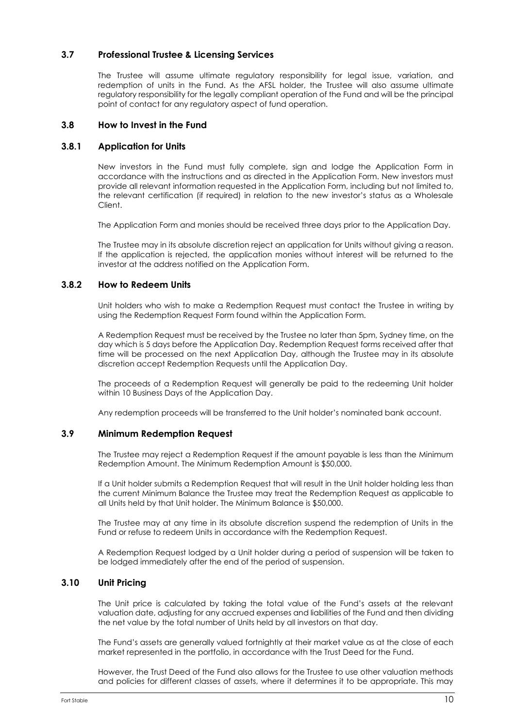## 3.7 Professional Trustee & Licensing Services

The Trustee will assume ultimate regulatory responsibility for legal issue, variation, and redemption of units in the Fund. As the AFSL holder, the Trustee will also assume ultimate regulatory responsibility for the legally compliant operation of the Fund and will be the principal point of contact for any regulatory aspect of fund operation.

## 3.8 How to Invest in the Fund

### 3.8.1 Application for Units

New investors in the Fund must fully complete, sign and lodge the Application Form in accordance with the instructions and as directed in the Application Form. New investors must provide all relevant information requested in the Application Form, including but not limited to, the relevant certification (if required) in relation to the new investor's status as a Wholesale Client.

The Application Form and monies should be received three days prior to the Application Day.

The Trustee may in its absolute discretion reject an application for Units without giving a reason. If the application is rejected, the application monies without interest will be returned to the investor at the address notified on the Application Form.

### 3.8.2 How to Redeem Units

Unit holders who wish to make a Redemption Request must contact the Trustee in writing by using the Redemption Request Form found within the Application Form.

A Redemption Request must be received by the Trustee no later than 5pm, Sydney time, on the day which is 5 days before the Application Day. Redemption Request forms received after that time will be processed on the next Application Day, although the Trustee may in its absolute discretion accept Redemption Requests until the Application Day.

The proceeds of a Redemption Request will generally be paid to the redeeming Unit holder within 10 Business Days of the Application Day.

Any redemption proceeds will be transferred to the Unit holder's nominated bank account.

## 3.9 Minimum Redemption Request

The Trustee may reject a Redemption Request if the amount payable is less than the Minimum Redemption Amount. The Minimum Redemption Amount is $50,000.

If a Unit holder submits a Redemption Request that will result in the Unit holder holding less than the current Minimum Balance the Trustee may treat the Redemption Request as applicable to all Units held by that Unit holder. The Minimum Balance is $50,000.

The Trustee may at any time in its absolute discretion suspend the redemption of Units in the Fund or refuse to redeem Units in accordance with the Redemption Request.

A Redemption Request lodged by a Unit holder during a period of suspension will be taken to be lodged immediately after the end of the period of suspension.

## 3.10 Unit Pricing

The Unit price is calculated by taking the total value of the Fund's assets at the relevant valuation date, adjusting for any accrued expenses and liabilities of the Fund and then dividing the net value by the total number of Units held by all investors on that day.

The Fund's assets are generally valued fortnightly at their market value as at the close of each market represented in the portfolio, in accordance with the Trust Deed for the Fund.

However, the Trust Deed of the Fund also allows for the Trustee to use other valuation methods and policies for different classes of assets, where it determines it to be appropriate. This may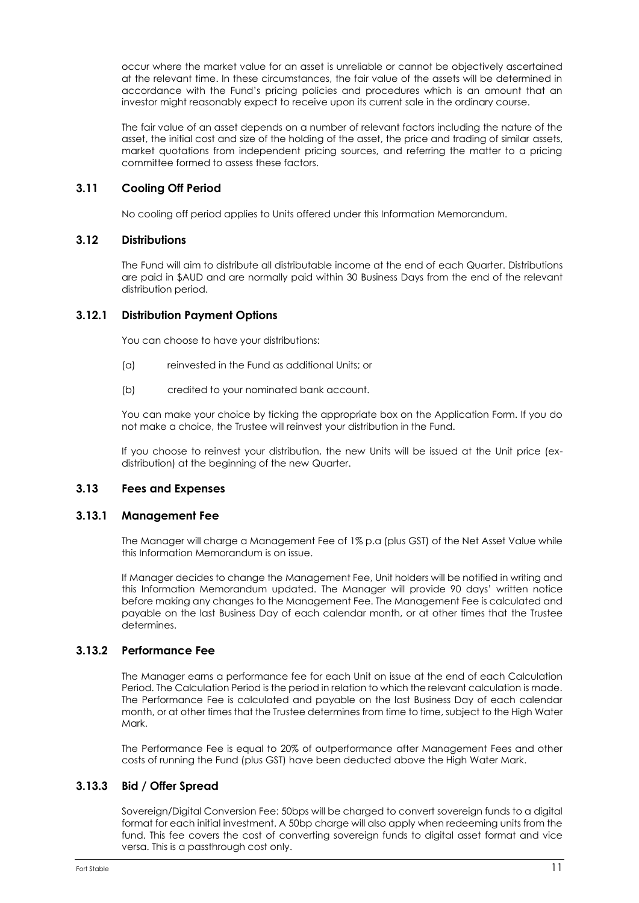occur where the market value for an asset is unreliable or cannot be objectively ascertained at the relevant time. In these circumstances, the fair value of the assets will be determined in accordance with the Fund's pricing policies and procedures which is an amount that an investor might reasonably expect to receive upon its current sale in the ordinary course.

The fair value of an asset depends on a number of relevant factors including the nature of the asset, the initial cost and size of the holding of the asset, the price and trading of similar assets, market quotations from independent pricing sources, and referring the matter to a pricing committee formed to assess these factors.

## 3.11 Cooling Off Period

No cooling off period applies to Units offered under this Information Memorandum.

## 3.12 Distributions

The Fund will aim to distribute all distributable income at the end of each Quarter. Distributions are paid in $AUD and are normally paid within 30 Business Days from the end of the relevant distribution period.

### 3.12.1 Distribution Payment Options

You can choose to have your distributions:

(a) reinvested in the Fund as additional Units; or

(b) credited to your nominated bank account.

You can make your choice by ticking the appropriate box on the Application Form. If you do not make a choice, the Trustee will reinvest your distribution in the Fund.

If you choose to reinvest your distribution, the new Units will be issued at the Unit price (ex-distribution) at the beginning of the new Quarter.

## 3.13 Fees and Expenses

### 3.13.1 Management Fee

The Manager will charge a Management Fee of 1% p.a (plus GST) of the Net Asset Value while this Information Memorandum is on issue.

If Manager decides to change the Management Fee, Unit holders will be notified in writing and this Information Memorandum updated. The Manager will provide 90 days' written notice before making any changes to the Management Fee. The Management Fee is calculated and payable on the last Business Day of each calendar month, or at other times that the Trustee determines.

### 3.13.2 Performance Fee

The Manager earns a performance fee for each Unit on issue at the end of each Calculation Period. The Calculation Period is the period in relation to which the relevant calculation is made. The Performance Fee is calculated and payable on the last Business Day of each calendar month, or at other times that the Trustee determines from time to time, subject to the High Water Mark.

The Performance Fee is equal to 20% of outperformance after Management Fees and other costs of running the Fund (plus GST) have been deducted above the High Water Mark.

### 3.13.3 Bid / Offer Spread

Sovereign/Digital Conversion Fee: 50bps will be charged to convert sovereign funds to a digital format for each initial investment. A 50bp charge will also apply when redeeming units from the fund. This fee covers the cost of converting sovereign funds to digital asset format and vice versa. This is a passthrough cost only.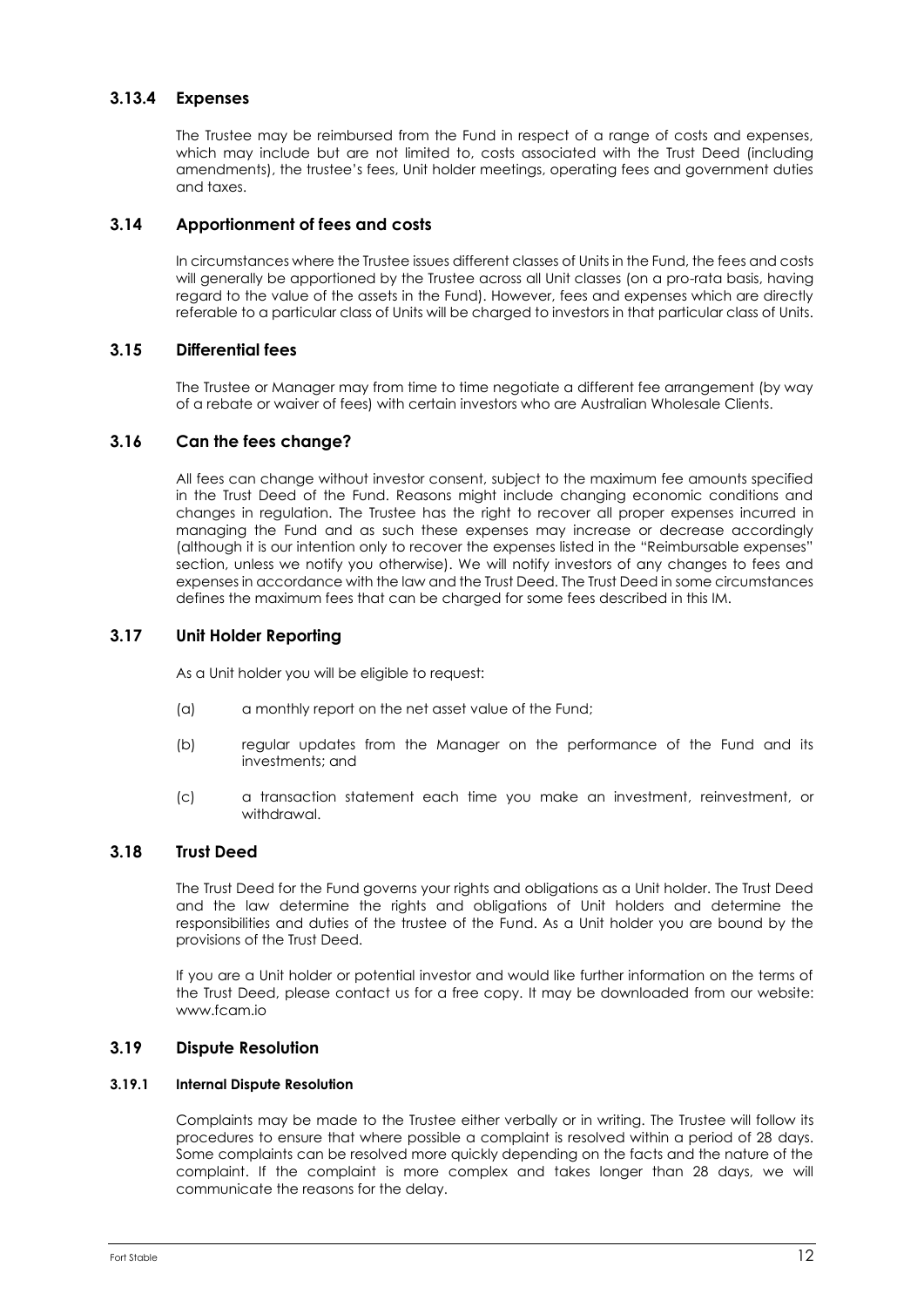### 3.13.4 Expenses

The Trustee may be reimbursed from the Fund in respect of a range of costs and expenses, which may include but are not limited to, costs associated with the Trust Deed (including amendments), the trustee's fees, Unit holder meetings, operating fees and government duties and taxes.

## 3.14 Apportionment of fees and costs

In circumstances where the Trustee issues different classes of Units in the Fund, the fees and costs will generally be apportioned by the Trustee across all Unit classes (on a pro-rata basis, having regard to the value of the assets in the Fund). However, fees and expenses which are directly referable to a particular class of Units will be charged to investors in that particular class of Units.

## 3.15 Differential fees

The Trustee or Manager may from time to time negotiate a different fee arrangement (by way of a rebate or waiver of fees) with certain investors who are Australian Wholesale Clients.

## 3.16 Can the fees change?

All fees can change without investor consent, subject to the maximum fee amounts specified in the Trust Deed of the Fund. Reasons might include changing economic conditions and changes in regulation. The Trustee has the right to recover all proper expenses incurred in managing the Fund and as such these expenses may increase or decrease accordingly (although it is our intention only to recover the expenses listed in the "Reimbursable expenses" section, unless we notify you otherwise). We will notify investors of any changes to fees and expenses in accordance with the law and the Trust Deed. The Trust Deed in some circumstances defines the maximum fees that can be charged for some fees described in this IM.

## 3.17 Unit Holder Reporting

As a Unit holder you will be eligible to request:

(a) a monthly report on the net asset value of the Fund;

(b) regular updates from the Manager on the performance of the Fund and its investments; and

(c) a transaction statement each time you make an investment, reinvestment, or withdrawal.

## 3.18 Trust Deed

The Trust Deed for the Fund governs your rights and obligations as a Unit holder. The Trust Deed and the law determine the rights and obligations of Unit holders and determine the responsibilities and duties of the trustee of the Fund. As a Unit holder you are bound by the provisions of the Trust Deed.

If you are a Unit holder or potential investor and would like further information on the terms of the Trust Deed, please contact us for a free copy. It may be downloaded from our website: www.fcam.io

## 3.19 Dispute Resolution

#### 3.19.1 Internal Dispute Resolution

Complaints may be made to the Trustee either verbally or in writing. The Trustee will follow its procedures to ensure that where possible a complaint is resolved within a period of 28 days. Some complaints can be resolved more quickly depending on the facts and the nature of the complaint. If the complaint is more complex and takes longer than 28 days, we will communicate the reasons for the delay.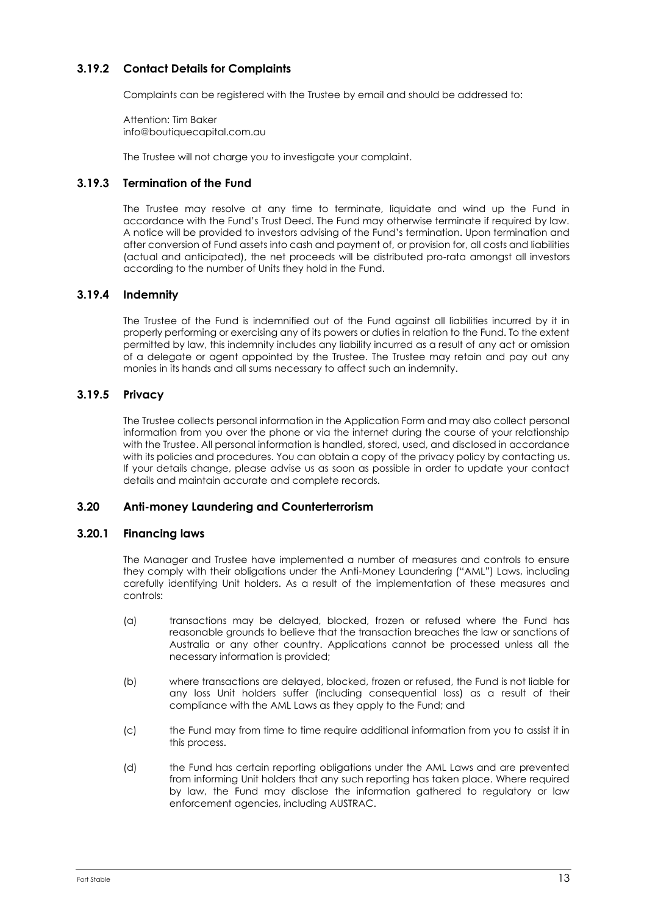### 3.19.2 Contact Details for Complaints

Complaints can be registered with the Trustee by email and should be addressed to:

Attention: Tim Baker
info@boutiquecapital.com.au

The Trustee will not charge you to investigate your complaint.

### 3.19.3 Termination of the Fund

The Trustee may resolve at any time to terminate, liquidate and wind up the Fund in accordance with the Fund's Trust Deed. The Fund may otherwise terminate if required by law. A notice will be provided to investors advising of the Fund's termination. Upon termination and after conversion of Fund assets into cash and payment of, or provision for, all costs and liabilities (actual and anticipated), the net proceeds will be distributed pro-rata amongst all investors according to the number of Units they hold in the Fund.

### 3.19.4 Indemnity

The Trustee of the Fund is indemnified out of the Fund against all liabilities incurred by it in properly performing or exercising any of its powers or duties in relation to the Fund. To the extent permitted by law, this indemnity includes any liability incurred as a result of any act or omission of a delegate or agent appointed by the Trustee. The Trustee may retain and pay out any monies in its hands and all sums necessary to affect such an indemnity.

### 3.19.5 Privacy

The Trustee collects personal information in the Application Form and may also collect personal information from you over the phone or via the internet during the course of your relationship with the Trustee. All personal information is handled, stored, used, and disclosed in accordance with its policies and procedures. You can obtain a copy of the privacy policy by contacting us. If your details change, please advise us as soon as possible in order to update your contact details and maintain accurate and complete records.

## 3.20 Anti-money Laundering and Counterterrorism

### 3.20.1 Financing laws

The Manager and Trustee have implemented a number of measures and controls to ensure they comply with their obligations under the Anti-Money Laundering ("AML") Laws, including carefully identifying Unit holders. As a result of the implementation of these measures and controls:

(a) transactions may be delayed, blocked, frozen or refused where the Fund has reasonable grounds to believe that the transaction breaches the law or sanctions of Australia or any other country. Applications cannot be processed unless all the necessary information is provided;

(b) where transactions are delayed, blocked, frozen or refused, the Fund is not liable for any loss Unit holders suffer (including consequential loss) as a result of their compliance with the AML Laws as they apply to the Fund; and

(c) the Fund may from time to time require additional information from you to assist it in this process.

(d) the Fund has certain reporting obligations under the AML Laws and are prevented from informing Unit holders that any such reporting has taken place. Where required by law, the Fund may disclose the information gathered to regulatory or law enforcement agencies, including AUSTRAC.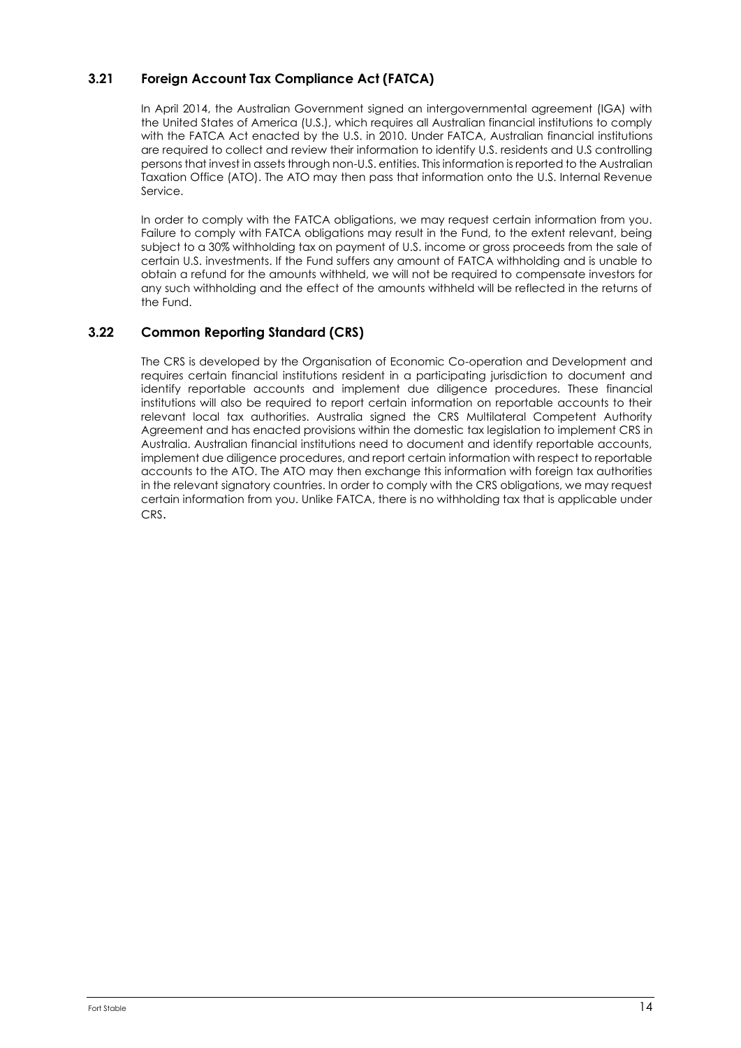### 3.21 Foreign Account Tax Compliance Act (FATCA)

In April 2014, the Australian Government signed an intergovernmental agreement (IGA) with the United States of America (U.S.), which requires all Australian financial institutions to comply with the FATCA Act enacted by the U.S. in 2010. Under FATCA, Australian financial institutions are required to collect and review their information to identify U.S. residents and U.S controlling persons that invest in assets through non-U.S. entities. This information is reported to the Australian Taxation Office (ATO). The ATO may then pass that information onto the U.S. Internal Revenue Service.

In order to comply with the FATCA obligations, we may request certain information from you. Failure to comply with FATCA obligations may result in the Fund, to the extent relevant, being subject to a 30% withholding tax on payment of U.S. income or gross proceeds from the sale of certain U.S. investments. If the Fund suffers any amount of FATCA withholding and is unable to obtain a refund for the amounts withheld, we will not be required to compensate investors for any such withholding and the effect of the amounts withheld will be reflected in the returns of the Fund.

### 3.22 Common Reporting Standard (CRS)

The CRS is developed by the Organisation of Economic Co-operation and Development and requires certain financial institutions resident in a participating jurisdiction to document and identify reportable accounts and implement due diligence procedures. These financial institutions will also be required to report certain information on reportable accounts to their relevant local tax authorities. Australia signed the CRS Multilateral Competent Authority Agreement and has enacted provisions within the domestic tax legislation to implement CRS in Australia. Australian financial institutions need to document and identify reportable accounts, implement due diligence procedures, and report certain information with respect to reportable accounts to the ATO. The ATO may then exchange this information with foreign tax authorities in the relevant signatory countries. In order to comply with the CRS obligations, we may request certain information from you. Unlike FATCA, there is no withholding tax that is applicable under CRS.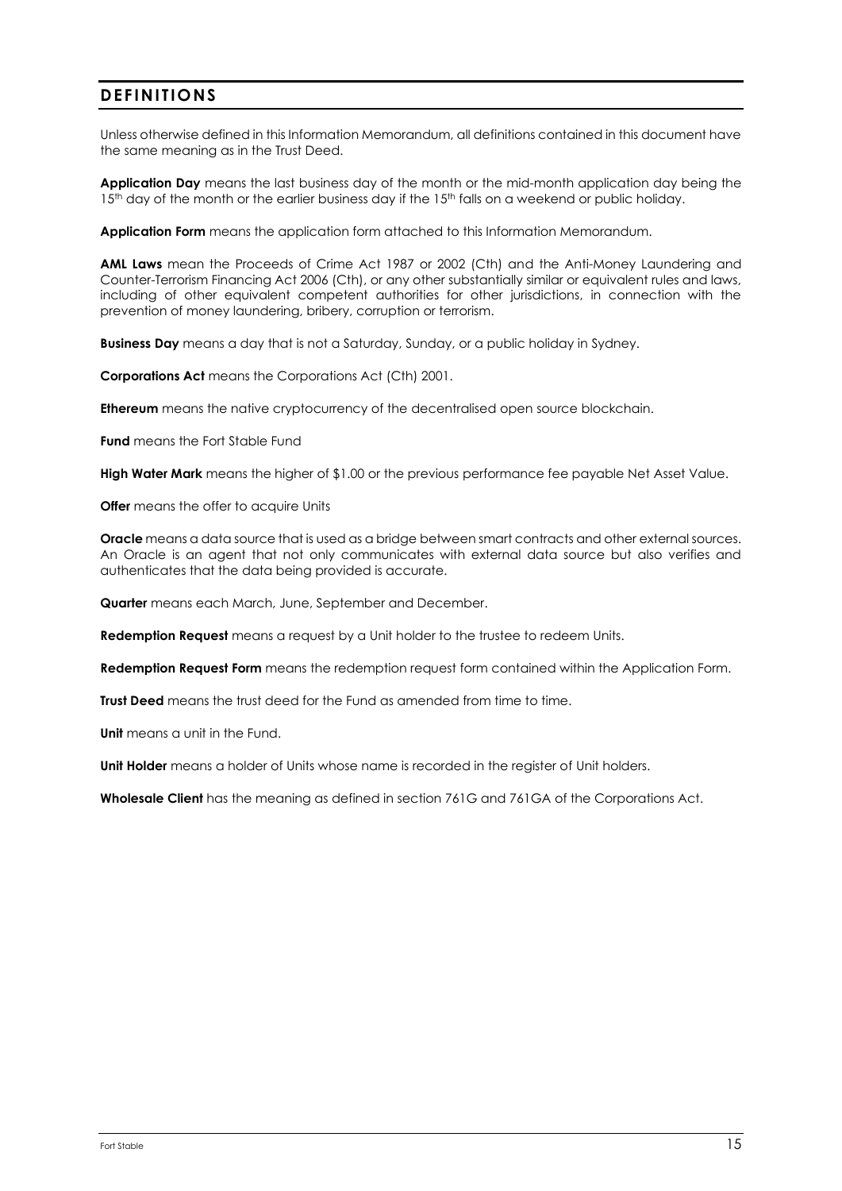## DEFINITIONS

Unless otherwise defined in this Information Memorandum, all definitions contained in this document have the same meaning as in the Trust Deed.

**Application Day** means the last business day of the month or the mid-month application day being the 15th day of the month or the earlier business day if the 15th falls on a weekend or public holiday.

**Application Form** means the application form attached to this Information Memorandum.

**AML Laws** mean the Proceeds of Crime Act 1987 or 2002 (Cth) and the Anti-Money Laundering and Counter-Terrorism Financing Act 2006 (Cth), or any other substantially similar or equivalent rules and laws, including of other equivalent competent authorities for other jurisdictions, in connection with the prevention of money laundering, bribery, corruption or terrorism.

**Business Day** means a day that is not a Saturday, Sunday, or a public holiday in Sydney.

**Corporations Act** means the Corporations Act (Cth) 2001.

**Ethereum** means the native cryptocurrency of the decentralised open source blockchain.

**Fund** means the Fort Stable Fund

**High Water Mark** means the higher of $1.00 or the previous performance fee payable Net Asset Value.

**Offer** means the offer to acquire Units

**Oracle** means a data source that is used as a bridge between smart contracts and other external sources. An Oracle is an agent that not only communicates with external data source but also verifies and authenticates that the data being provided is accurate.

**Quarter** means each March, June, September and December.

**Redemption Request** means a request by a Unit holder to the trustee to redeem Units.

**Redemption Request Form** means the redemption request form contained within the Application Form.

**Trust Deed** means the trust deed for the Fund as amended from time to time.

**Unit** means a unit in the Fund.

**Unit Holder** means a holder of Units whose name is recorded in the register of Unit holders.

**Wholesale Client** has the meaning as defined in section 761G and 761GA of the Corporations Act.